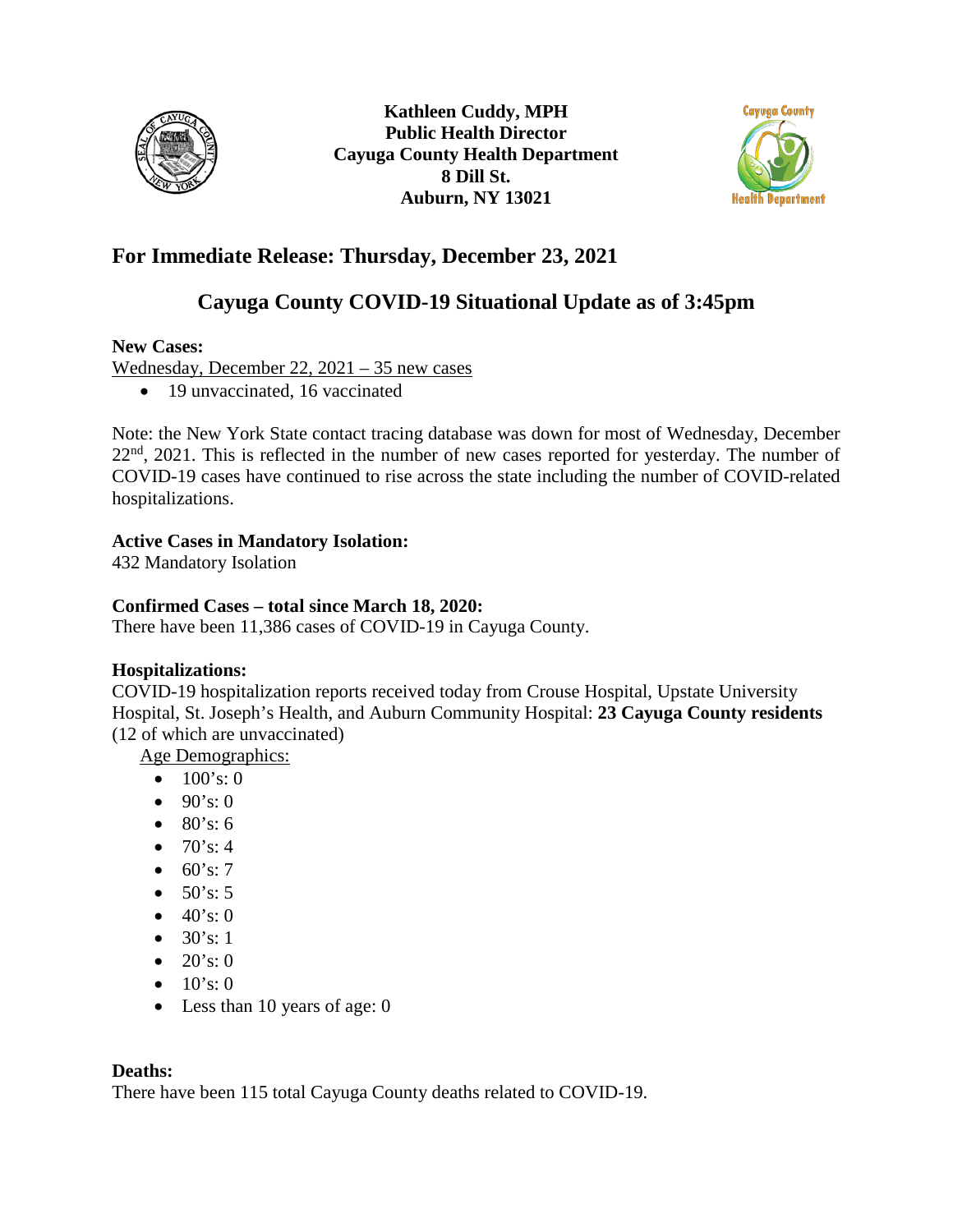**Kathleen Cuddy, MPH**
**Public Health Director**
**Cayuga County Health Department**
**8 Dill St.**
**Auburn, NY 13021**

## For Immediate Release: Thursday, December 23, 2021

## Cayuga County COVID-19 Situational Update as of 3:45pm

**New Cases:**

Wednesday, December 22, 2021 – 35 new cases

- 19 unvaccinated, 16 vaccinated

Note: the New York State contact tracing database was down for most of Wednesday, December 22nd, 2021. This is reflected in the number of new cases reported for yesterday. The number of COVID-19 cases have continued to rise across the state including the number of COVID-related hospitalizations.

**Active Cases in Mandatory Isolation:**

432 Mandatory Isolation

**Confirmed Cases – total since March 18, 2020:**

There have been 11,386 cases of COVID-19 in Cayuga County.

**Hospitalizations:**

COVID-19 hospitalization reports received today from Crouse Hospital, Upstate University Hospital, St. Joseph's Health, and Auburn Community Hospital: **23 Cayuga County residents** (12 of which are unvaccinated)

Age Demographics:

- 100's: 0
- 90's: 0
- 80's: 6
- 70's: 4
- 60's: 7
- 50's: 5
- 40's: 0
- 30's: 1
- 20's: 0
- 10's: 0
- Less than 10 years of age: 0

**Deaths:**

There have been 115 total Cayuga County deaths related to COVID-19.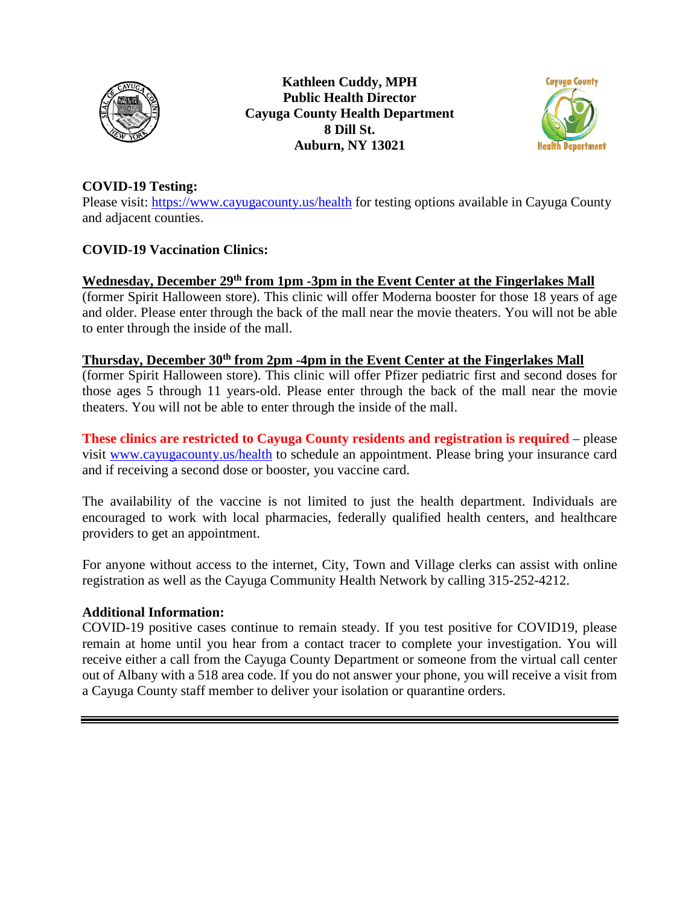**Kathleen Cuddy, MPH**
**Public Health Director**
**Cayuga County Health Department**
**8 Dill St.**
**Auburn, NY 13021**

**COVID-19 Testing:**
Please visit: https://www.cayugacounty.us/health for testing options available in Cayuga County and adjacent counties.

**COVID-19 Vaccination Clinics:**

**Wednesday, December 29th from 1pm -3pm in the Event Center at the Fingerlakes Mall** (former Spirit Halloween store). This clinic will offer Moderna booster for those 18 years of age and older. Please enter through the back of the mall near the movie theaters. You will not be able to enter through the inside of the mall.

**Thursday, December 30th from 2pm -4pm in the Event Center at the Fingerlakes Mall** (former Spirit Halloween store). This clinic will offer Pfizer pediatric first and second doses for those ages 5 through 11 years-old. Please enter through the back of the mall near the movie theaters. You will not be able to enter through the inside of the mall.

**These clinics are restricted to Cayuga County residents and registration is required** – please visit www.cayugacounty.us/health to schedule an appointment. Please bring your insurance card and if receiving a second dose or booster, you vaccine card.

The availability of the vaccine is not limited to just the health department. Individuals are encouraged to work with local pharmacies, federally qualified health centers, and healthcare providers to get an appointment.

For anyone without access to the internet, City, Town and Village clerks can assist with online registration as well as the Cayuga Community Health Network by calling 315-252-4212.

**Additional Information:**
COVID-19 positive cases continue to remain steady. If you test positive for COVID19, please remain at home until you hear from a contact tracer to complete your investigation. You will receive either a call from the Cayuga County Department or someone from the virtual call center out of Albany with a 518 area code. If you do not answer your phone, you will receive a visit from a Cayuga County staff member to deliver your isolation or quarantine orders.